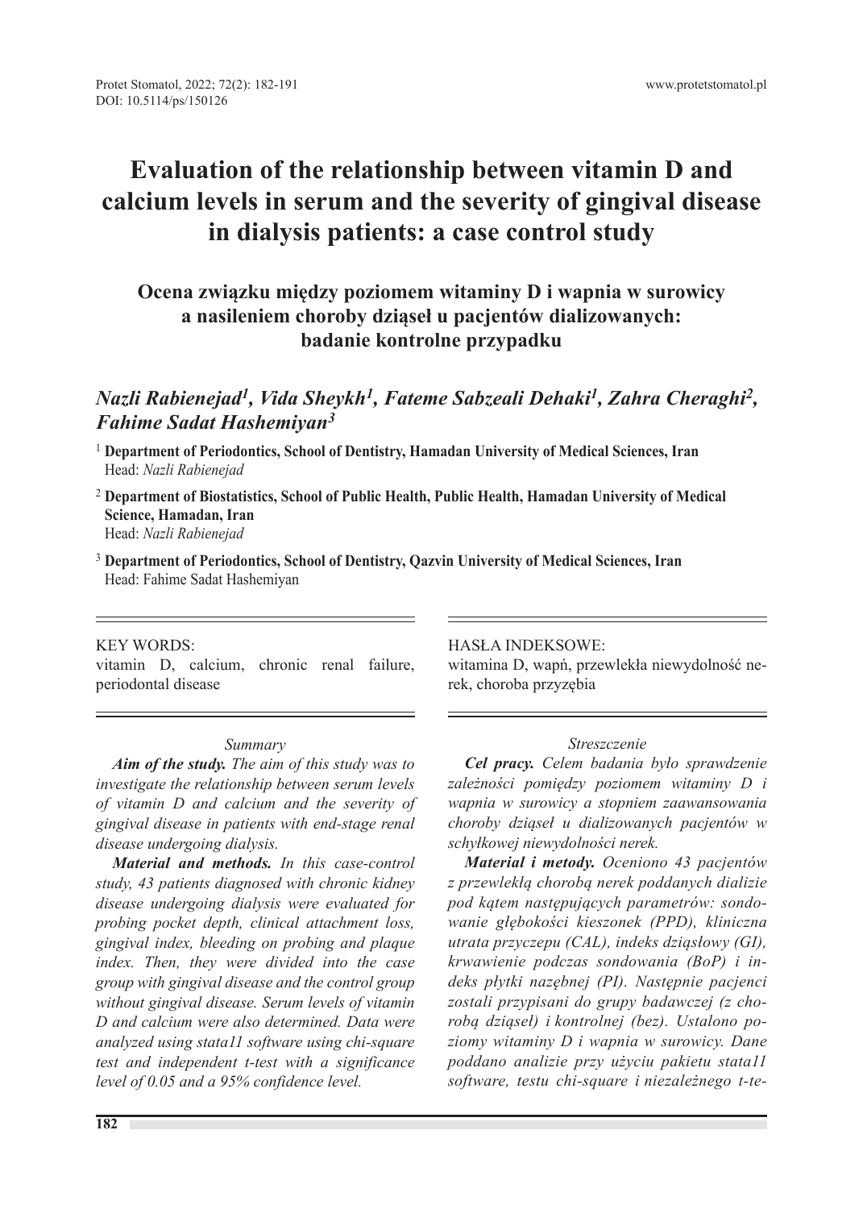# Evaluation of the relationship between vitamin D and calcium levels in serum and the severity of gingival disease in dialysis patients: a case control study

## Ocena związku między poziomem witaminy D i wapnia w surowicy a nasileniem choroby dziąseł u pacjentów dializowanych: badanie kontrolne przypadku

*Nazli Rabienejad[1], Vida Sheykh[1], Fateme Sabzeali Dehaki[1], Zahra Cheraghi[2], Fahime Sadat Hashemiyan[3]*

[1] **Department of Periodontics, School of Dentistry, Hamadan University of Medical Sciences, Iran**
Head: *Nazli Rabienejad*

[2] **Department of Biostatistics, School of Public Health, Public Health, Hamadan University of Medical Science, Hamadan, Iran**
Head: *Nazli Rabienejad*

[3] **Department of Periodontics, School of Dentistry, Qazvin University of Medical Sciences, Iran**
Head: Fahime Sadat Hashemiyan

KEY WORDS:
vitamin D, calcium, chronic renal failure, periodontal disease

*Summary*

***Aim of the study.*** *The aim of this study was to investigate the relationship between serum levels of vitamin D and calcium and the severity of gingival disease in patients with end-stage renal disease undergoing dialysis.*

***Material and methods.*** *In this case-control study, 43 patients diagnosed with chronic kidney disease undergoing dialysis were evaluated for probing pocket depth, clinical attachment loss, gingival index, bleeding on probing and plaque index. Then, they were divided into the case group with gingival disease and the control group without gingival disease. Serum levels of vitamin D and calcium were also determined. Data were analyzed using stata11 software using chi-square test and independent t-test with a significance level of 0.05 and a 95% confidence level.*

HASŁA INDEKSOWE:
witamina D, wapń, przewlekła niewydolność nerek, choroba przyzębia

*Streszczenie*

***Cel pracy.*** *Celem badania było sprawdzenie zależności pomiędzy poziomem witaminy D i wapnia w surowicy a stopniem zaawansowania choroby dziąseł u dializowanych pacjentów w schyłkowej niewydolności nerek.*

***Material i metody.*** *Oceniono 43 pacjentów z przewlekłą chorobą nerek poddanych dializie pod kątem następujących parametrów: sondowanie głębokości kieszonek (PPD), kliniczna utrata przyczepu (CAL), indeks dziąsłowy (GI), krwawienie podczas sondowania (BoP) i indeks płytki nazębnej (PI). Następnie pacjenci zostali przypisani do grupy badawczej (z chorobą dziąseł) i kontrolnej (bez). Ustalono poziomy witaminy D i wapnia w surowicy. Dane poddano analizie przy użyciu pakietu stata11 software, testu chi-square i niezależnego t-te-*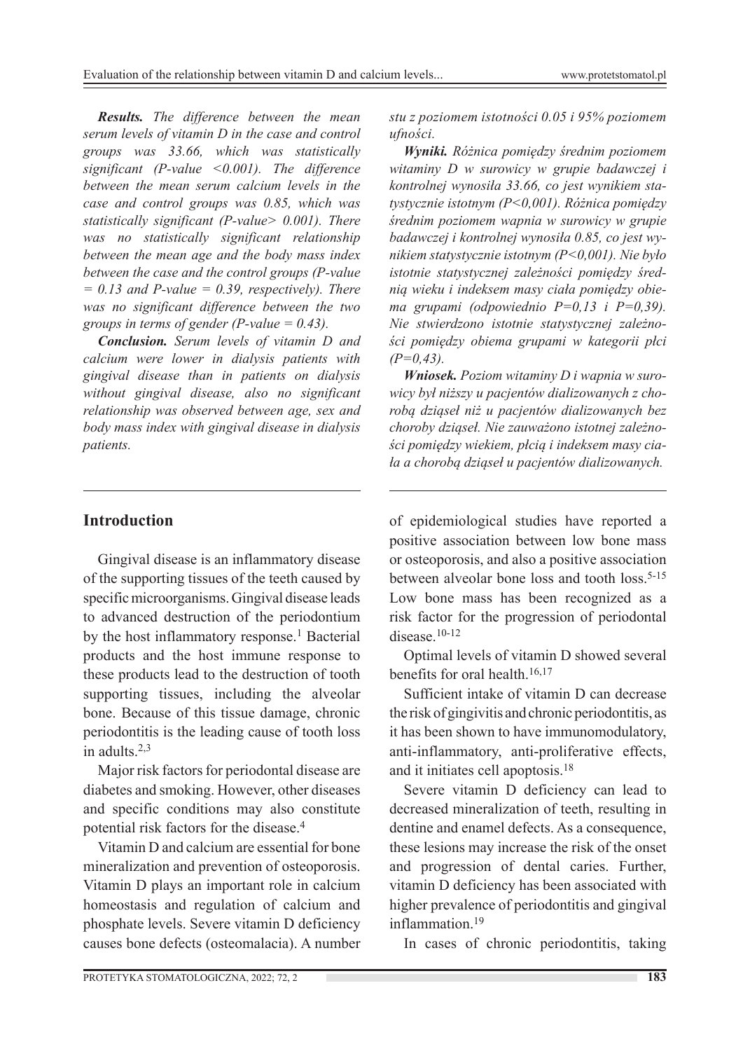***Results.*** *The difference between the mean serum levels of vitamin D in the case and control groups was 33.66, which was statistically significant (P-value <0.001). The difference between the mean serum calcium levels in the case and control groups was 0.85, which was statistically significant (P-value> 0.001). There was no statistically significant relationship between the mean age and the body mass index between the case and the control groups (P-value = 0.13 and P-value = 0.39, respectively). There was no significant difference between the two groups in terms of gender (P-value = 0.43).*

***Conclusion.*** *Serum levels of vitamin D and calcium were lower in dialysis patients with gingival disease than in patients on dialysis without gingival disease, also no significant relationship was observed between age, sex and body mass index with gingival disease in dialysis patients.*

*stu z poziomem istotności 0.05 i 95% poziomem ufności.*

***Wyniki.*** *Różnica pomiędzy średnim poziomem witaminy D w surowicy w grupie badawczej i kontrolnej wynosiła 33.66, co jest wynikiem statystycznie istotnym (P<0,001). Różnica pomiędzy średnim poziomem wapnia w surowicy w grupie badawczej i kontrolnej wynosiła 0.85, co jest wynikiem statystycznie istotnym (P<0,001). Nie było istotnie statystycznej zależności pomiędzy średnią wieku i indeksem masy ciała pomiędzy obiema grupami (odpowiednio P=0,13 i P=0,39). Nie stwierdzono istotnie statystycznej zależności pomiędzy obiema grupami w kategorii płci (P=0,43).*

***Wniosek.*** *Poziom witaminy D i wapnia w surowicy był niższy u pacjentów dializowanych z chorobą dziąseł niż u pacjentów dializowanych bez choroby dziąseł. Nie zauważono istotnej zależności pomiędzy wiekiem, płcią i indeksem masy ciała a chorobą dziąseł u pacjentów dializowanych.*

## Introduction

Gingival disease is an inflammatory disease of the supporting tissues of the teeth caused by specific microorganisms. Gingival disease leads to advanced destruction of the periodontium by the host inflammatory response.[1] Bacterial products and the host immune response to these products lead to the destruction of tooth supporting tissues, including the alveolar bone. Because of this tissue damage, chronic periodontitis is the leading cause of tooth loss in adults.[2,3]

Major risk factors for periodontal disease are diabetes and smoking. However, other diseases and specific conditions may also constitute potential risk factors for the disease.[4]

Vitamin D and calcium are essential for bone mineralization and prevention of osteoporosis. Vitamin D plays an important role in calcium homeostasis and regulation of calcium and phosphate levels. Severe vitamin D deficiency causes bone defects (osteomalacia). A number of epidemiological studies have reported a positive association between low bone mass or osteoporosis, and also a positive association between alveolar bone loss and tooth loss.[5-15] Low bone mass has been recognized as a risk factor for the progression of periodontal disease.[10-12]

Optimal levels of vitamin D showed several benefits for oral health.[16,17]

Sufficient intake of vitamin D can decrease the risk of gingivitis and chronic periodontitis, as it has been shown to have immunomodulatory, anti-inflammatory, anti-proliferative effects, and it initiates cell apoptosis.[18]

Severe vitamin D deficiency can lead to decreased mineralization of teeth, resulting in dentine and enamel defects. As a consequence, these lesions may increase the risk of the onset and progression of dental caries. Further, vitamin D deficiency has been associated with higher prevalence of periodontitis and gingival inflammation.[19]

In cases of chronic periodontitis, taking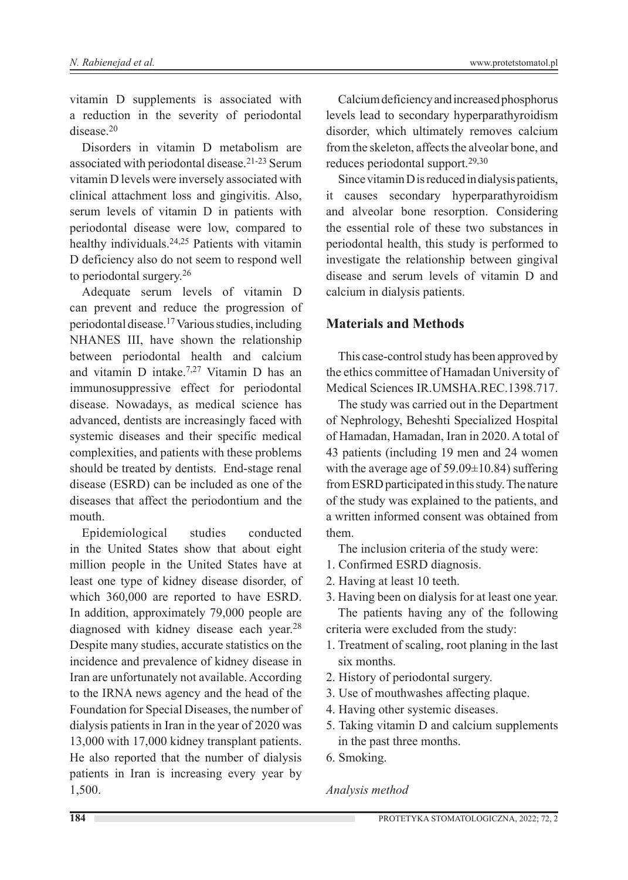vitamin D supplements is associated with a reduction in the severity of periodontal disease.[20]

Disorders in vitamin D metabolism are associated with periodontal disease.[21-23] Serum vitamin D levels were inversely associated with clinical attachment loss and gingivitis. Also, serum levels of vitamin D in patients with periodontal disease were low, compared to healthy individuals.[24,25] Patients with vitamin D deficiency also do not seem to respond well to periodontal surgery.[26]

Adequate serum levels of vitamin D can prevent and reduce the progression of periodontal disease.[17] Various studies, including NHANES III, have shown the relationship between periodontal health and calcium and vitamin D intake.[7,27] Vitamin D has an immunosuppressive effect for periodontal disease. Nowadays, as medical science has advanced, dentists are increasingly faced with systemic diseases and their specific medical complexities, and patients with these problems should be treated by dentists. End-stage renal disease (ESRD) can be included as one of the diseases that affect the periodontium and the mouth.

Epidemiological studies conducted in the United States show that about eight million people in the United States have at least one type of kidney disease disorder, of which 360,000 are reported to have ESRD. In addition, approximately 79,000 people are diagnosed with kidney disease each year.[28] Despite many studies, accurate statistics on the incidence and prevalence of kidney disease in Iran are unfortunately not available. According to the IRNA news agency and the head of the Foundation for Special Diseases, the number of dialysis patients in Iran in the year of 2020 was 13,000 with 17,000 kidney transplant patients. He also reported that the number of dialysis patients in Iran is increasing every year by 1,500.

Calcium deficiency and increased phosphorus levels lead to secondary hyperparathyroidism disorder, which ultimately removes calcium from the skeleton, affects the alveolar bone, and reduces periodontal support.[29,30]

Since vitamin D is reduced in dialysis patients, it causes secondary hyperparathyroidism and alveolar bone resorption. Considering the essential role of these two substances in periodontal health, this study is performed to investigate the relationship between gingival disease and serum levels of vitamin D and calcium in dialysis patients.

## Materials and Methods

This case-control study has been approved by the ethics committee of Hamadan University of Medical Sciences IR.UMSHA.REC.1398.717.

The study was carried out in the Department of Nephrology, Beheshti Specialized Hospital of Hamadan, Hamadan, Iran in 2020. A total of 43 patients (including 19 men and 24 women with the average age of 59.09±10.84) suffering from ESRD participated in this study. The nature of the study was explained to the patients, and a written informed consent was obtained from them.

The inclusion criteria of the study were:

1. Confirmed ESRD diagnosis.
2. Having at least 10 teeth.
3. Having been on dialysis for at least one year.

The patients having any of the following criteria were excluded from the study:

1. Treatment of scaling, root planing in the last six months.
2. History of periodontal surgery.
3. Use of mouthwashes affecting plaque.
4. Having other systemic diseases.
5. Taking vitamin D and calcium supplements in the past three months.
6. Smoking.

*Analysis method*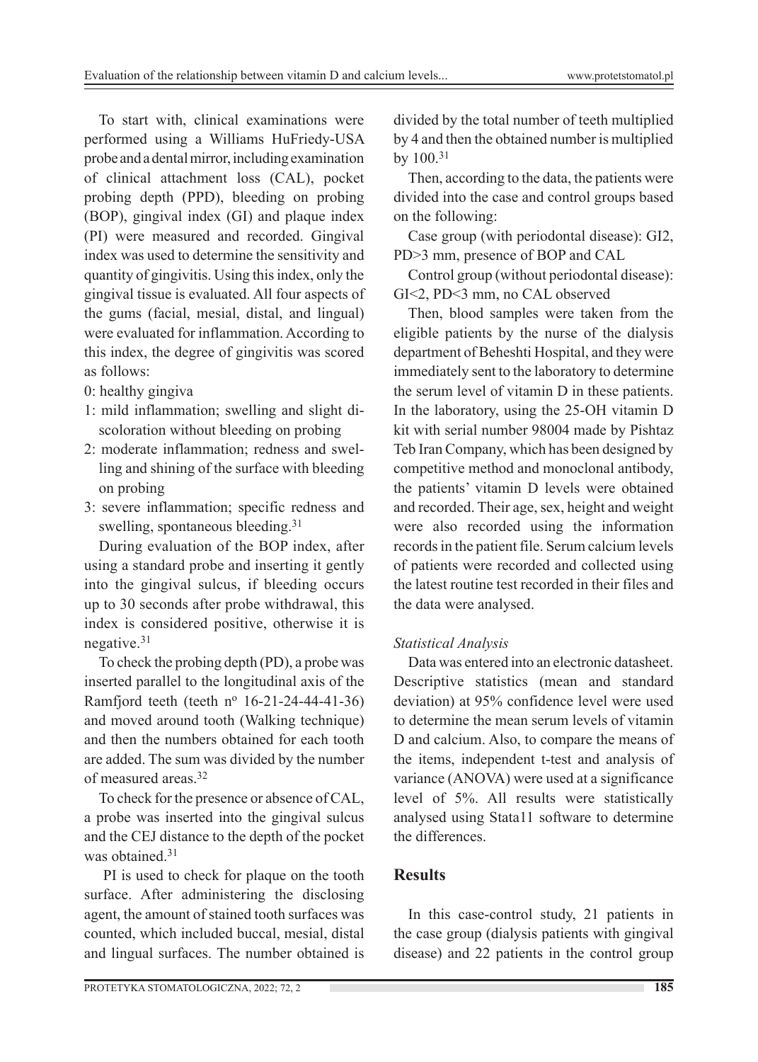To start with, clinical examinations were performed using a Williams HuFriedy-USA probe and a dental mirror, including examination of clinical attachment loss (CAL), pocket probing depth (PPD), bleeding on probing (BOP), gingival index (GI) and plaque index (PI) were measured and recorded. Gingival index was used to determine the sensitivity and quantity of gingivitis. Using this index, only the gingival tissue is evaluated. All four aspects of the gums (facial, mesial, distal, and lingual) were evaluated for inflammation. According to this index, the degree of gingivitis was scored as follows:

0: healthy gingiva

1: mild inflammation; swelling and slight discoloration without bleeding on probing

2: moderate inflammation; redness and swelling and shining of the surface with bleeding on probing

3: severe inflammation; specific redness and swelling, spontaneous bleeding.[31]

During evaluation of the BOP index, after using a standard probe and inserting it gently into the gingival sulcus, if bleeding occurs up to 30 seconds after probe withdrawal, this index is considered positive, otherwise it is negative.[31]

To check the probing depth (PD), a probe was inserted parallel to the longitudinal axis of the Ramfjord teeth (teeth nº 16-21-24-44-41-36) and moved around tooth (Walking technique) and then the numbers obtained for each tooth are added. The sum was divided by the number of measured areas.[32]

To check for the presence or absence of CAL, a probe was inserted into the gingival sulcus and the CEJ distance to the depth of the pocket was obtained.[31]

PI is used to check for plaque on the tooth surface. After administering the disclosing agent, the amount of stained tooth surfaces was counted, which included buccal, mesial, distal and lingual surfaces. The number obtained is divided by the total number of teeth multiplied by 4 and then the obtained number is multiplied by 100.[31]

Then, according to the data, the patients were divided into the case and control groups based on the following:

Case group (with periodontal disease): GI2, PD>3 mm, presence of BOP and CAL

Control group (without periodontal disease): GI<2, PD<3 mm, no CAL observed

Then, blood samples were taken from the eligible patients by the nurse of the dialysis department of Beheshti Hospital, and they were immediately sent to the laboratory to determine the serum level of vitamin D in these patients. In the laboratory, using the 25-OH vitamin D kit with serial number 98004 made by Pishtaz Teb Iran Company, which has been designed by competitive method and monoclonal antibody, the patients' vitamin D levels were obtained and recorded. Their age, sex, height and weight were also recorded using the information records in the patient file. Serum calcium levels of patients were recorded and collected using the latest routine test recorded in their files and the data were analysed.

*Statistical Analysis*

Data was entered into an electronic datasheet. Descriptive statistics (mean and standard deviation) at 95% confidence level were used to determine the mean serum levels of vitamin D and calcium. Also, to compare the means of the items, independent t-test and analysis of variance (ANOVA) were used at a significance level of 5%. All results were statistically analysed using Stata11 software to determine the differences.

## Results

In this case-control study, 21 patients in the case group (dialysis patients with gingival disease) and 22 patients in the control group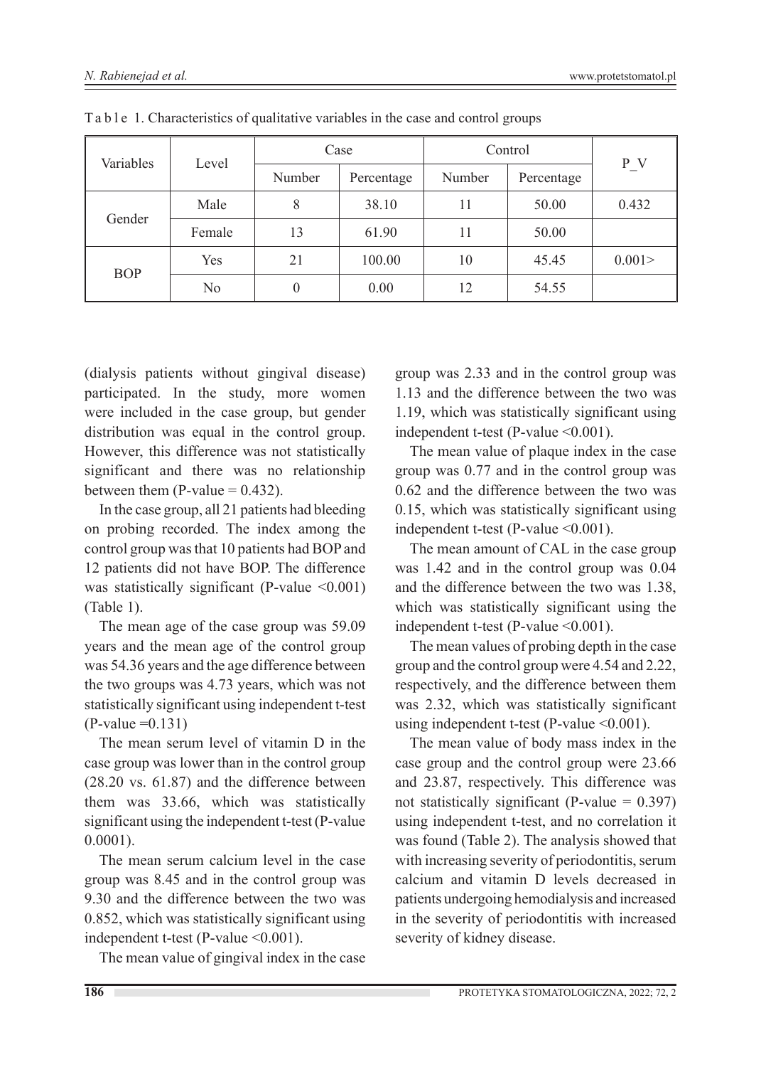Table 1. Characteristics of qualitative variables in the case and control groups

| Variables | Level | Case | | Control | | P_V |
|---|---|---|---|---|---|---|
| | | Number | Percentage | Number | Percentage | |
| Gender | Male | 8 | 38.10 | 11 | 50.00 | 0.432 |
| | Female | 13 | 61.90 | 11 | 50.00 | |
| BOP | Yes | 21 | 100.00 | 10 | 45.45 | 0.001> |
| | No | 0 | 0.00 | 12 | 54.55 | |

(dialysis patients without gingival disease) participated. In the study, more women were included in the case group, but gender distribution was equal in the control group. However, this difference was not statistically significant and there was no relationship between them (P-value = 0.432).

In the case group, all 21 patients had bleeding on probing recorded. The index among the control group was that 10 patients had BOP and 12 patients did not have BOP. The difference was statistically significant (P-value <0.001) (Table 1).

The mean age of the case group was 59.09 years and the mean age of the control group was 54.36 years and the age difference between the two groups was 4.73 years, which was not statistically significant using independent t-test (P-value =0.131)

The mean serum level of vitamin D in the case group was lower than in the control group (28.20 vs. 61.87) and the difference between them was 33.66, which was statistically significant using the independent t-test (P-value 0.0001).

The mean serum calcium level in the case group was 8.45 and in the control group was 9.30 and the difference between the two was 0.852, which was statistically significant using independent t-test (P-value <0.001).

The mean value of gingival index in the case group was 2.33 and in the control group was 1.13 and the difference between the two was 1.19, which was statistically significant using independent t-test (P-value <0.001).

The mean value of plaque index in the case group was 0.77 and in the control group was 0.62 and the difference between the two was 0.15, which was statistically significant using independent t-test (P-value <0.001).

The mean amount of CAL in the case group was 1.42 and in the control group was 0.04 and the difference between the two was 1.38, which was statistically significant using the independent t-test (P-value <0.001).

The mean values of probing depth in the case group and the control group were 4.54 and 2.22, respectively, and the difference between them was 2.32, which was statistically significant using independent t-test (P-value <0.001).

The mean value of body mass index in the case group and the control group were 23.66 and 23.87, respectively. This difference was not statistically significant (P-value = 0.397) using independent t-test, and no correlation it was found (Table 2). The analysis showed that with increasing severity of periodontitis, serum calcium and vitamin D levels decreased in patients undergoing hemodialysis and increased in the severity of periodontitis with increased severity of kidney disease.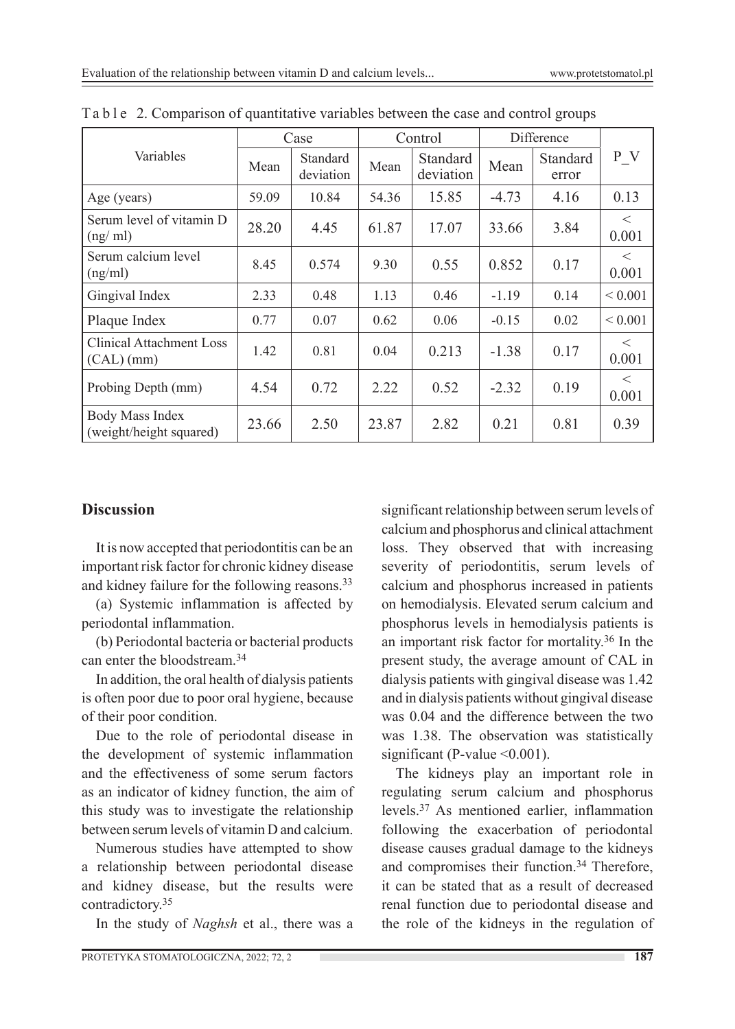Table 2. Comparison of quantitative variables between the case and control groups

| Variables | Case | | Control | | Difference | | P_V |
|---|---|---|---|---|---|---|---|
| | Mean | Standard deviation | Mean | Standard deviation | Mean | Standard error | |
| Age (years) | 59.09 | 10.84 | 54.36 | 15.85 | -4.73 | 4.16 | 0.13 |
| Serum level of vitamin D (ng/ ml) | 28.20 | 4.45 | 61.87 | 17.07 | 33.66 | 3.84 | < 0.001 |
| Serum calcium level (ng/ml) | 8.45 | 0.574 | 9.30 | 0.55 | 0.852 | 0.17 | < 0.001 |
| Gingival Index | 2.33 | 0.48 | 1.13 | 0.46 | -1.19 | 0.14 | < 0.001 |
| Plaque Index | 0.77 | 0.07 | 0.62 | 0.06 | -0.15 | 0.02 | < 0.001 |
| Clinical Attachment Loss (CAL) (mm) | 1.42 | 0.81 | 0.04 | 0.213 | -1.38 | 0.17 | < 0.001 |
| Probing Depth (mm) | 4.54 | 0.72 | 2.22 | 0.52 | -2.32 | 0.19 | < 0.001 |
| Body Mass Index (weight/height squared) | 23.66 | 2.50 | 23.87 | 2.82 | 0.21 | 0.81 | 0.39 |

## Discussion

It is now accepted that periodontitis can be an important risk factor for chronic kidney disease and kidney failure for the following reasons.[33]

(a) Systemic inflammation is affected by periodontal inflammation.

(b) Periodontal bacteria or bacterial products can enter the bloodstream.[34]

In addition, the oral health of dialysis patients is often poor due to poor oral hygiene, because of their poor condition.

Due to the role of periodontal disease in the development of systemic inflammation and the effectiveness of some serum factors as an indicator of kidney function, the aim of this study was to investigate the relationship between serum levels of vitamin D and calcium.

Numerous studies have attempted to show a relationship between periodontal disease and kidney disease, but the results were contradictory.[35]

In the study of *Naghsh* et al., there was a significant relationship between serum levels of calcium and phosphorus and clinical attachment loss. They observed that with increasing severity of periodontitis, serum levels of calcium and phosphorus increased in patients on hemodialysis. Elevated serum calcium and phosphorus levels in hemodialysis patients is an important risk factor for mortality.[36] In the present study, the average amount of CAL in dialysis patients with gingival disease was 1.42 and in dialysis patients without gingival disease was 0.04 and the difference between the two was 1.38. The observation was statistically significant (P-value <0.001).

The kidneys play an important role in regulating serum calcium and phosphorus levels.[37] As mentioned earlier, inflammation following the exacerbation of periodontal disease causes gradual damage to the kidneys and compromises their function.[34] Therefore, it can be stated that as a result of decreased renal function due to periodontal disease and the role of the kidneys in the regulation of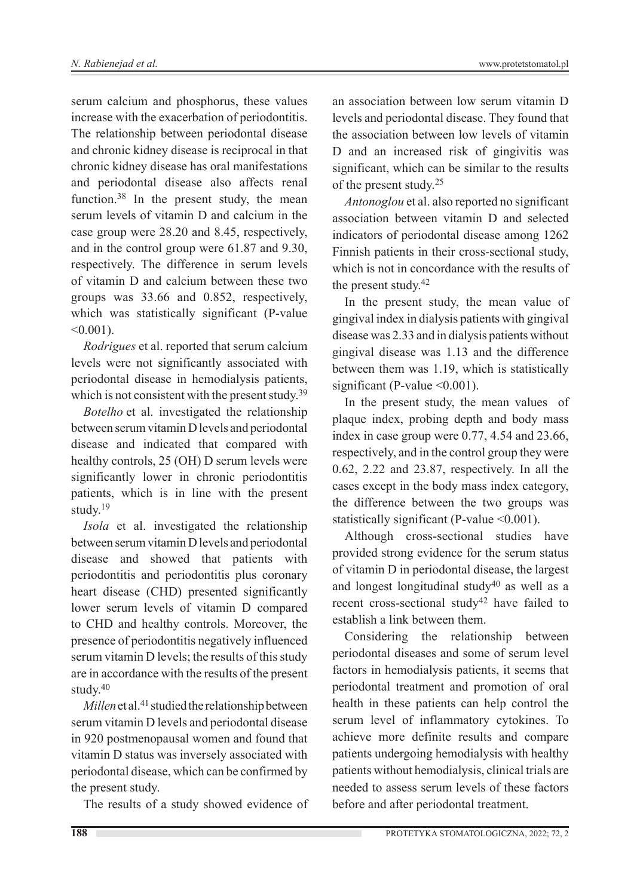serum calcium and phosphorus, these values increase with the exacerbation of periodontitis. The relationship between periodontal disease and chronic kidney disease is reciprocal in that chronic kidney disease has oral manifestations and periodontal disease also affects renal function.[38] In the present study, the mean serum levels of vitamin D and calcium in the case group were 28.20 and 8.45, respectively, and in the control group were 61.87 and 9.30, respectively. The difference in serum levels of vitamin D and calcium between these two groups was 33.66 and 0.852, respectively, which was statistically significant (P-value <0.001).

*Rodrigues* et al. reported that serum calcium levels were not significantly associated with periodontal disease in hemodialysis patients, which is not consistent with the present study.[39]

*Botelho* et al. investigated the relationship between serum vitamin D levels and periodontal disease and indicated that compared with healthy controls, 25 (OH) D serum levels were significantly lower in chronic periodontitis patients, which is in line with the present study.[19]

*Isola* et al. investigated the relationship between serum vitamin D levels and periodontal disease and showed that patients with periodontitis and periodontitis plus coronary heart disease (CHD) presented significantly lower serum levels of vitamin D compared to CHD and healthy controls. Moreover, the presence of periodontitis negatively influenced serum vitamin D levels; the results of this study are in accordance with the results of the present study.[40]

*Millen* et al.[41] studied the relationship between serum vitamin D levels and periodontal disease in 920 postmenopausal women and found that vitamin D status was inversely associated with periodontal disease, which can be confirmed by the present study.

The results of a study showed evidence of an association between low serum vitamin D levels and periodontal disease. They found that the association between low levels of vitamin D and an increased risk of gingivitis was significant, which can be similar to the results of the present study.[25]

*Antonoglou* et al. also reported no significant association between vitamin D and selected indicators of periodontal disease among 1262 Finnish patients in their cross-sectional study, which is not in concordance with the results of the present study.[42]

In the present study, the mean value of gingival index in dialysis patients with gingival disease was 2.33 and in dialysis patients without gingival disease was 1.13 and the difference between them was 1.19, which is statistically significant (P-value <0.001).

In the present study, the mean values of plaque index, probing depth and body mass index in case group were 0.77, 4.54 and 23.66, respectively, and in the control group they were 0.62, 2.22 and 23.87, respectively. In all the cases except in the body mass index category, the difference between the two groups was statistically significant (P-value <0.001).

Although cross-sectional studies have provided strong evidence for the serum status of vitamin D in periodontal disease, the largest and longest longitudinal study[40] as well as a recent cross-sectional study[42] have failed to establish a link between them.

Considering the relationship between periodontal diseases and some of serum level factors in hemodialysis patients, it seems that periodontal treatment and promotion of oral health in these patients can help control the serum level of inflammatory cytokines. To achieve more definite results and compare patients undergoing hemodialysis with healthy patients without hemodialysis, clinical trials are needed to assess serum levels of these factors before and after periodontal treatment.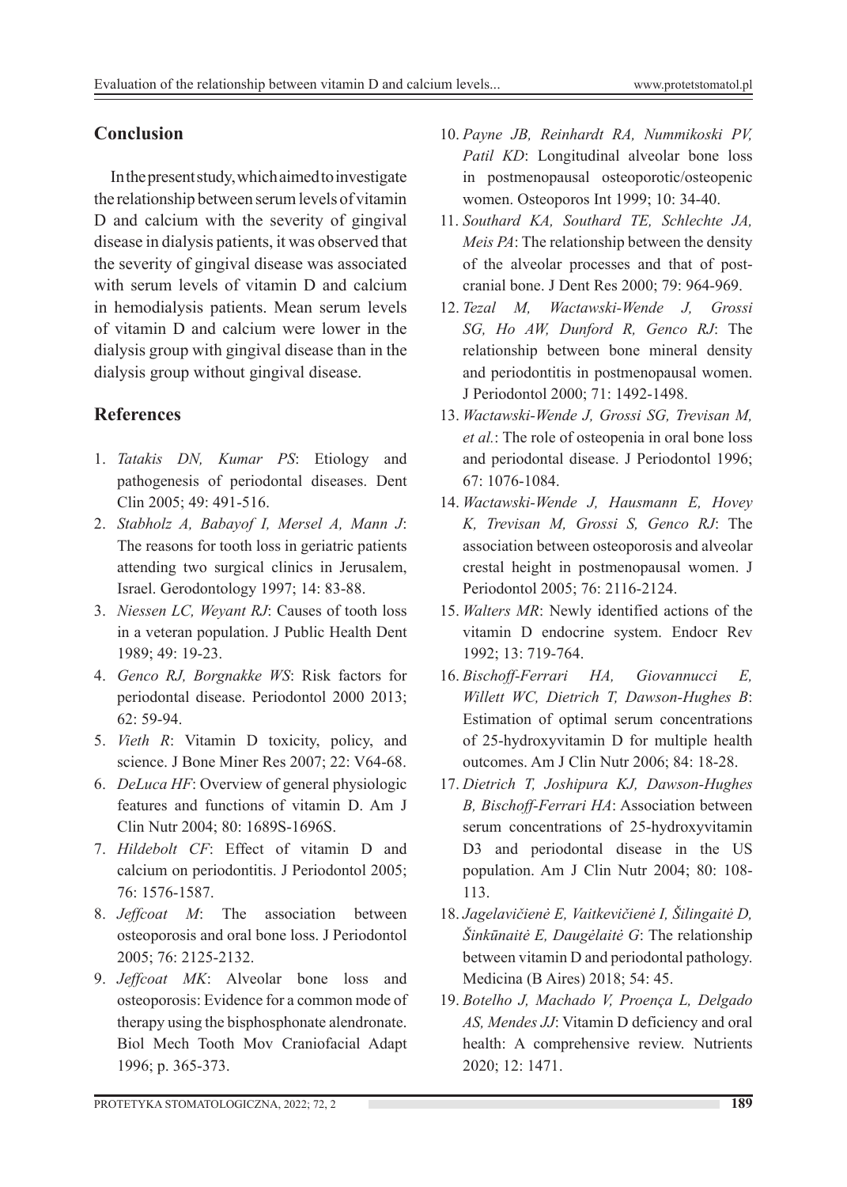## Conclusion

In the present study, which aimed to investigate the relationship between serum levels of vitamin D and calcium with the severity of gingival disease in dialysis patients, it was observed that the severity of gingival disease was associated with serum levels of vitamin D and calcium in hemodialysis patients. Mean serum levels of vitamin D and calcium were lower in the dialysis group with gingival disease than in the dialysis group without gingival disease.

## References

1. *Tatakis DN, Kumar PS*: Etiology and pathogenesis of periodontal diseases. Dent Clin 2005; 49: 491-516.
2. *Stabholz A, Babayof I, Mersel A, Mann J*: The reasons for tooth loss in geriatric patients attending two surgical clinics in Jerusalem, Israel. Gerodontology 1997; 14: 83-88.
3. *Niessen LC, Weyant RJ*: Causes of tooth loss in a veteran population. J Public Health Dent 1989; 49: 19-23.
4. *Genco RJ, Borgnakke WS*: Risk factors for periodontal disease. Periodontol 2000 2013; 62: 59-94.
5. *Vieth R*: Vitamin D toxicity, policy, and science. J Bone Miner Res 2007; 22: V64-68.
6. *DeLuca HF*: Overview of general physiologic features and functions of vitamin D. Am J Clin Nutr 2004; 80: 1689S-1696S.
7. *Hildebolt CF*: Effect of vitamin D and calcium on periodontitis. J Periodontol 2005; 76: 1576-1587.
8. *Jeffcoat M*: The association between osteoporosis and oral bone loss. J Periodontol 2005; 76: 2125-2132.
9. *Jeffcoat MK*: Alveolar bone loss and osteoporosis: Evidence for a common mode of therapy using the bisphosphonate alendronate. Biol Mech Tooth Mov Craniofacial Adapt 1996; p. 365-373.
10. *Payne JB, Reinhardt RA, Nummikoski PV, Patil KD*: Longitudinal alveolar bone loss in postmenopausal osteoporotic/osteopenic women. Osteoporos Int 1999; 10: 34-40.
11. *Southard KA, Southard TE, Schlechte JA, Meis PA*: The relationship between the density of the alveolar processes and that of post-cranial bone. J Dent Res 2000; 79: 964-969.
12. *Tezal M, Wactawski-Wende J, Grossi SG, Ho AW, Dunford R, Genco RJ*: The relationship between bone mineral density and periodontitis in postmenopausal women. J Periodontol 2000; 71: 1492-1498.
13. *Wactawski-Wende J, Grossi SG, Trevisan M, et al.*: The role of osteopenia in oral bone loss and periodontal disease. J Periodontol 1996; 67: 1076-1084.
14. *Wactawski-Wende J, Hausmann E, Hovey K, Trevisan M, Grossi S, Genco RJ*: The association between osteoporosis and alveolar crestal height in postmenopausal women. J Periodontol 2005; 76: 2116-2124.
15. *Walters MR*: Newly identified actions of the vitamin D endocrine system. Endocr Rev 1992; 13: 719-764.
16. *Bischoff-Ferrari HA, Giovannucci E, Willett WC, Dietrich T, Dawson-Hughes B*: Estimation of optimal serum concentrations of 25-hydroxyvitamin D for multiple health outcomes. Am J Clin Nutr 2006; 84: 18-28.
17. *Dietrich T, Joshipura KJ, Dawson-Hughes B, Bischoff-Ferrari HA*: Association between serum concentrations of 25-hydroxyvitamin D3 and periodontal disease in the US population. Am J Clin Nutr 2004; 80: 108-113.
18. *Jagelavičienė E, Vaitkevičienė I, Šilingaitė D, Šinkūnaitė E, Daugėlaitė G*: The relationship between vitamin D and periodontal pathology. Medicina (B Aires) 2018; 54: 45.
19. *Botelho J, Machado V, Proença L, Delgado AS, Mendes JJ*: Vitamin D deficiency and oral health: A comprehensive review. Nutrients 2020; 12: 1471.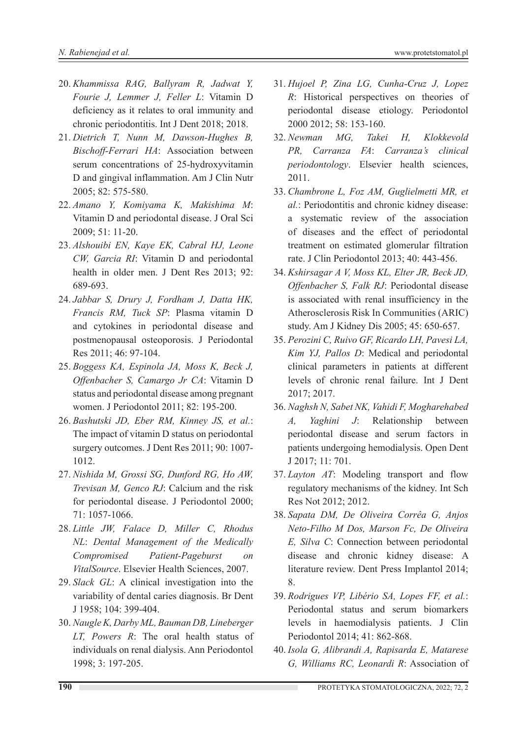20. *Khammissa RAG, Ballyram R, Jadwat Y, Fourie J, Lemmer J, Feller L*: Vitamin D deficiency as it relates to oral immunity and chronic periodontitis. Int J Dent 2018; 2018.
21. *Dietrich T, Nunn M, Dawson-Hughes B, Bischoff-Ferrari HA*: Association between serum concentrations of 25-hydroxyvitamin D and gingival inflammation. Am J Clin Nutr 2005; 82: 575-580.
22. *Amano Y, Komiyama K, Makishima M*: Vitamin D and periodontal disease. J Oral Sci 2009; 51: 11-20.
23. *Alshouibi EN, Kaye EK, Cabral HJ, Leone CW, Garcia RI*: Vitamin D and periodontal health in older men. J Dent Res 2013; 92: 689-693.
24. *Jabbar S, Drury J, Fordham J, Datta HK, Francis RM, Tuck SP*: Plasma vitamin D and cytokines in periodontal disease and postmenopausal osteoporosis. J Periodontal Res 2011; 46: 97-104.
25. *Boggess KA, Espinola JA, Moss K, Beck J, Offenbacher S, Camargo Jr CA*: Vitamin D status and periodontal disease among pregnant women. J Periodontol 2011; 82: 195-200.
26. *Bashutski JD, Eber RM, Kinney JS, et al.*: The impact of vitamin D status on periodontal surgery outcomes. J Dent Res 2011; 90: 1007-1012.
27. *Nishida M, Grossi SG, Dunford RG, Ho AW, Trevisan M, Genco RJ*: Calcium and the risk for periodontal disease. J Periodontol 2000; 71: 1057-1066.
28. *Little JW, Falace D, Miller C, Rhodus NL*: *Dental Management of the Medically Compromised Patient-Pageburst on VitalSource*. Elsevier Health Sciences, 2007.
29. *Slack GL*: A clinical investigation into the variability of dental caries diagnosis. Br Dent J 1958; 104: 399-404.
30. *Naugle K, Darby ML, Bauman DB, Lineberger LT, Powers R*: The oral health status of individuals on renal dialysis. Ann Periodontol 1998; 3: 197-205.
31. *Hujoel P, Zina LG, Cunha-Cruz J, Lopez R*: Historical perspectives on theories of periodontal disease etiology. Periodontol 2000 2012; 58: 153-160.
32. *Newman MG, Takei H, Klokkevold PR, Carranza FA*: *Carranza's clinical periodontology*. Elsevier health sciences, 2011.
33. *Chambrone L, Foz AM, Guglielmetti MR, et al.*: Periodontitis and chronic kidney disease: a systematic review of the association of diseases and the effect of periodontal treatment on estimated glomerular filtration rate. J Clin Periodontol 2013; 40: 443-456.
34. *Kshirsagar A V, Moss KL, Elter JR, Beck JD, Offenbacher S, Falk RJ*: Periodontal disease is associated with renal insufficiency in the Atherosclerosis Risk In Communities (ARIC) study. Am J Kidney Dis 2005; 45: 650-657.
35. *Perozini C, Ruivo GF, Ricardo LH, Pavesi LA, Kim YJ, Pallos D*: Medical and periodontal clinical parameters in patients at different levels of chronic renal failure. Int J Dent 2017; 2017.
36. *Naghsh N, Sabet NK, Vahidi F, Mogharehabed A, Yaghini J*: Relationship between periodontal disease and serum factors in patients undergoing hemodialysis. Open Dent J 2017; 11: 701.
37. *Layton AT*: Modeling transport and flow regulatory mechanisms of the kidney. Int Sch Res Not 2012; 2012.
38. *Sapata DM, De Oliveira Corrêa G, Anjos Neto-Filho M Dos, Marson Fc, De Oliveira E, Silva C*: Connection between periodontal disease and chronic kidney disease: A literature review. Dent Press Implantol 2014; 8.
39. *Rodrigues VP, Libério SA, Lopes FF, et al.*: Periodontal status and serum biomarkers levels in haemodialysis patients. J Clin Periodontol 2014; 41: 862-868.
40. *Isola G, Alibrandi A, Rapisarda E, Matarese G, Williams RC, Leonardi R*: Association of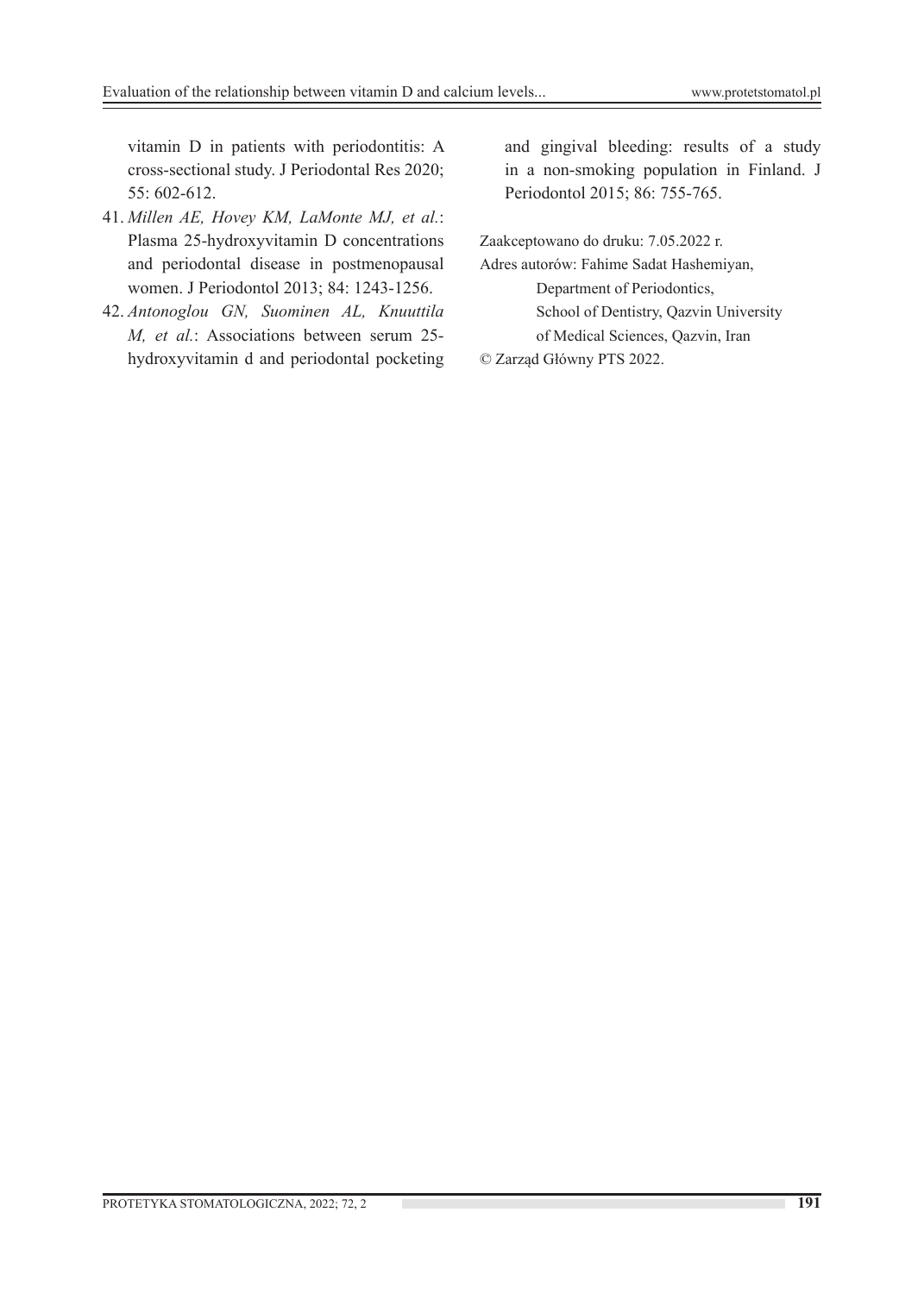vitamin D in patients with periodontitis: A cross-sectional study. J Periodontal Res 2020; 55: 602-612.

41. *Millen AE, Hovey KM, LaMonte MJ, et al.*: Plasma 25-hydroxyvitamin D concentrations and periodontal disease in postmenopausal women. J Periodontol 2013; 84: 1243-1256.
42. *Antonoglou GN, Suominen AL, Knuuttila M, et al.*: Associations between serum 25-hydroxyvitamin d and periodontal pocketing and gingival bleeding: results of a study in a non-smoking population in Finland. J Periodontol 2015; 86: 755-765.

Zaakceptowano do druku: 7.05.2022 r.

Adres autorów: Fahime Sadat Hashemiyan,
Department of Periodontics,
School of Dentistry, Qazvin University
of Medical Sciences, Qazvin, Iran

© Zarząd Główny PTS 2022.